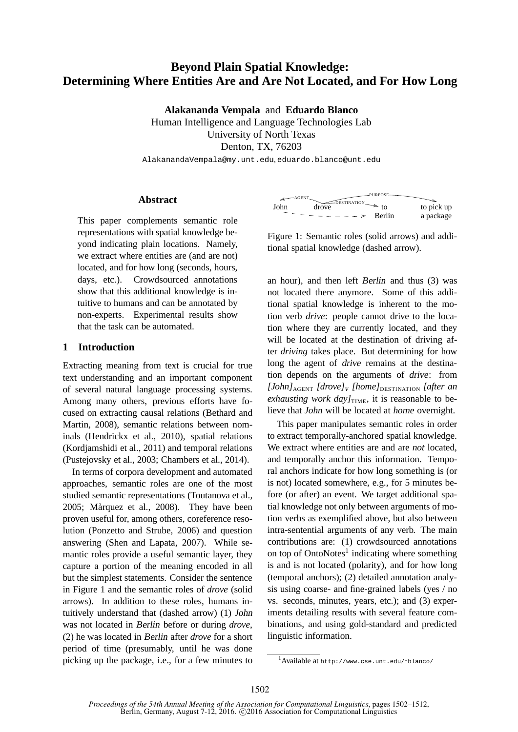# Beyond Plain Spatial Knowledge: Determining Where Entities Are and Are Not Located, and For How Long

**Alakananda Vempala** and **Eduardo Blanco**
Human Intelligence and Language Technologies Lab
University of North Texas
Denton, TX, 76203
AlakanandaVempala@my.unt.edu, eduardo.blanco@unt.edu

## Abstract

This paper complements semantic role representations with spatial knowledge beyond indicating plain locations. Namely, we extract where entities are (and are not) located, and for how long (seconds, hours, days, etc.). Crowdsourced annotations show that this additional knowledge is intuitive to humans and can be annotated by non-experts. Experimental results show that the task can be automated.

## 1 Introduction

Extracting meaning from text is crucial for true text understanding and an important component of several natural language processing systems. Among many others, previous efforts have focused on extracting causal relations (Bethard and Martin, 2008), semantic relations between nominals (Hendrickx et al., 2010), spatial relations (Kordjamshidi et al., 2011) and temporal relations (Pustejovsky et al., 2003; Chambers et al., 2014).

In terms of corpora development and automated approaches, semantic roles are one of the most studied semantic representations (Toutanova et al., 2005; Màrquez et al., 2008). They have been proven useful for, among others, coreference resolution (Ponzetto and Strube, 2006) and question answering (Shen and Lapata, 2007). While semantic roles provide a useful semantic layer, they capture a portion of the meaning encoded in all but the simplest statements. Consider the sentence in Figure 1 and the semantic roles of *drove* (solid arrows). In addition to these roles, humans intuitively understand that (dashed arrow) (1) *John* was not located in *Berlin* before or during *drove*, (2) he was located in *Berlin* after *drove* for a short period of time (presumably, until he was done picking up the package, i.e., for a few minutes to an hour), and then left *Berlin* and thus (3) was not located there anymore. Some of this additional spatial knowledge is inherent to the motion verb *drive*: people cannot drive to the location where they are currently located, and they will be located at the destination of driving after *driving* takes place. But determining for how long the agent of *drive* remains at the destination depends on the arguments of *drive*: from *[John]*$_{\text{AGENT}}$ *[drove]*$_{v}$ *[home]*$_{\text{DESTINATION}}$ *[after an exhausting work day]*$_{\text{TIME}}$, it is reasonable to believe that *John* will be located at *home* overnight.

John drove to Berlin to pick up a package (AGENT: drove → John; DESTINATION: drove → to Berlin; PURPOSE: drove → to pick up a package; dashed: John → Berlin)

Figure 1: Semantic roles (solid arrows) and additional spatial knowledge (dashed arrow).

This paper manipulates semantic roles in order to extract temporally-anchored spatial knowledge. We extract where entities are and are *not* located, and temporally anchor this information. Temporal anchors indicate for how long something is (or is not) located somewhere, e.g., for 5 minutes before (or after) an event. We target additional spatial knowledge not only between arguments of motion verbs as exemplified above, but also between intra-sentential arguments of any verb. The main contributions are: (1) crowdsourced annotations on top of OntoNotes[1] indicating where something is and is not located (polarity), and for how long (temporal anchors); (2) detailed annotation analysis using coarse- and fine-grained labels (yes / no vs. seconds, minutes, years, etc.); and (3) experiments detailing results with several feature combinations, and using gold-standard and predicted linguistic information.

[1] Available at http://www.cse.unt.edu/~blanco/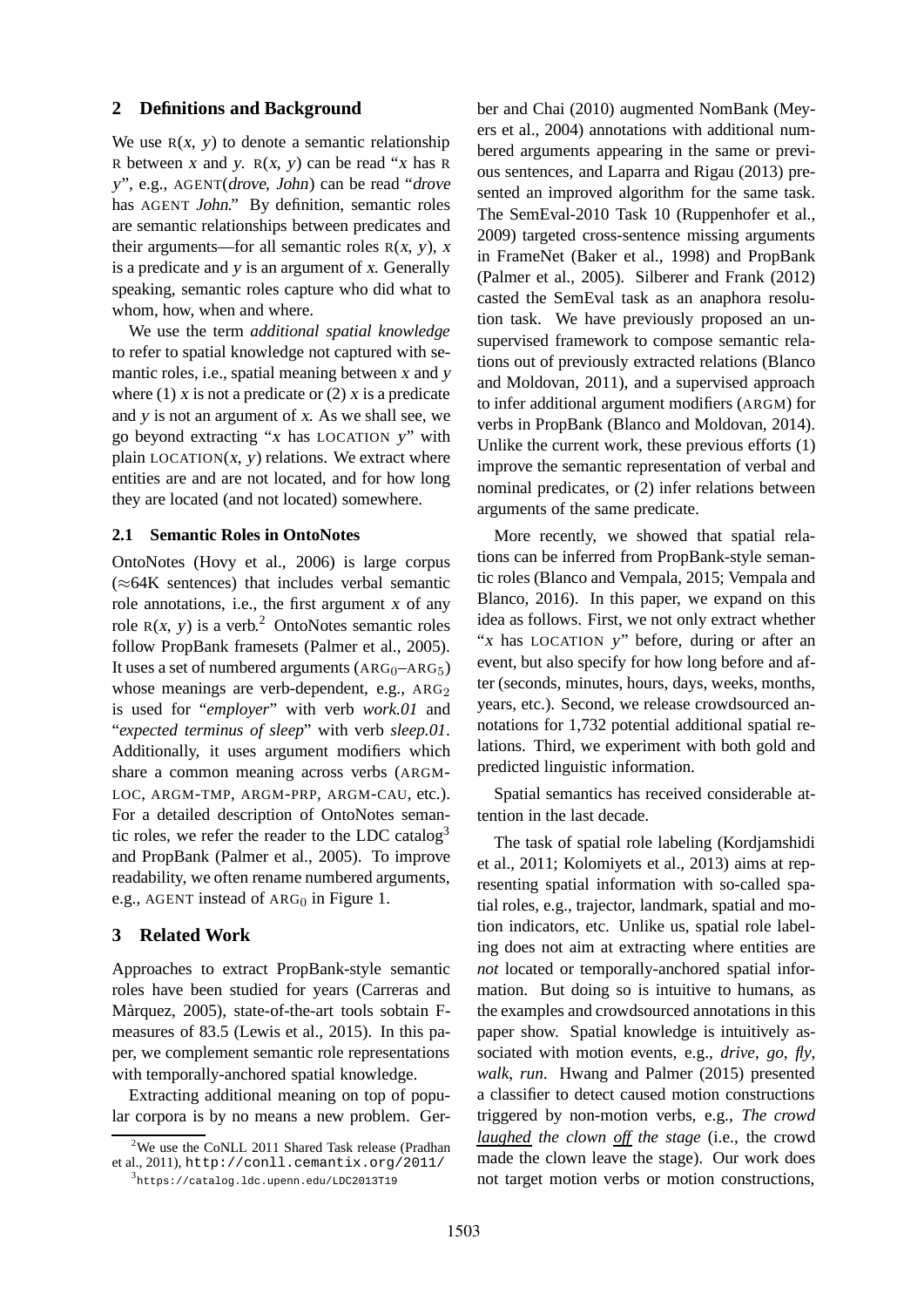## 2 Definitions and Background

We use R(*x*, *y*) to denote a semantic relationship R between *x* and *y*. R(*x*, *y*) can be read "*x* has R *y*", e.g., AGENT(*drove*, *John*) can be read "*drove* has AGENT *John*." By definition, semantic roles are semantic relationships between predicates and their arguments—for all semantic roles R(*x*, *y*), *x* is a predicate and *y* is an argument of *x*. Generally speaking, semantic roles capture who did what to whom, how, when and where.

We use the term *additional spatial knowledge* to refer to spatial knowledge not captured with semantic roles, i.e., spatial meaning between *x* and *y* where (1) *x* is not a predicate or (2) *x* is a predicate and *y* is not an argument of *x*. As we shall see, we go beyond extracting "*x* has LOCATION *y*" with plain LOCATION(*x*, *y*) relations. We extract where entities are and are not located, and for how long they are located (and not located) somewhere.

### 2.1 Semantic Roles in OntoNotes

OntoNotes (Hovy et al., 2006) is large corpus (≈64K sentences) that includes verbal semantic role annotations, i.e., the first argument *x* of any role R(*x*, *y*) is a verb.[2] OntoNotes semantic roles follow PropBank framesets (Palmer et al., 2005). It uses a set of numbered arguments ($\text{ARG}_0$–$\text{ARG}_5$) whose meanings are verb-dependent, e.g., $\text{ARG}_2$ is used for "*employer*" with verb *work.01* and "*expected terminus of sleep*" with verb *sleep.01*. Additionally, it uses argument modifiers which share a common meaning across verbs (ARGM-LOC, ARGM-TMP, ARGM-PRP, ARGM-CAU, etc.). For a detailed description of OntoNotes semantic roles, we refer the reader to the LDC catalog[3] and PropBank (Palmer et al., 2005). To improve readability, we often rename numbered arguments, e.g., AGENT instead of $\text{ARG}_0$ in Figure 1.

## 3 Related Work

Approaches to extract PropBank-style semantic roles have been studied for years (Carreras and Màrquez, 2005), state-of-the-art tools sobtain F-measures of 83.5 (Lewis et al., 2015). In this paper, we complement semantic role representations with temporally-anchored spatial knowledge.

Extracting additional meaning on top of popular corpora is by no means a new problem. Gerber and Chai (2010) augmented NomBank (Meyers et al., 2004) annotations with additional numbered arguments appearing in the same or previous sentences, and Laparra and Rigau (2013) presented an improved algorithm for the same task. The SemEval-2010 Task 10 (Ruppenhofer et al., 2009) targeted cross-sentence missing arguments in FrameNet (Baker et al., 1998) and PropBank (Palmer et al., 2005). Silberer and Frank (2012) casted the SemEval task as an anaphora resolution task. We have previously proposed an unsupervised framework to compose semantic relations out of previously extracted relations (Blanco and Moldovan, 2011), and a supervised approach to infer additional argument modifiers (ARGM) for verbs in PropBank (Blanco and Moldovan, 2014). Unlike the current work, these previous efforts (1) improve the semantic representation of verbal and nominal predicates, or (2) infer relations between arguments of the same predicate.

More recently, we showed that spatial relations can be inferred from PropBank-style semantic roles (Blanco and Vempala, 2015; Vempala and Blanco, 2016). In this paper, we expand on this idea as follows. First, we not only extract whether "*x* has LOCATION *y*" before, during or after an event, but also specify for how long before and after (seconds, minutes, hours, days, weeks, months, years, etc.). Second, we release crowdsourced annotations for 1,732 potential additional spatial relations. Third, we experiment with both gold and predicted linguistic information.

Spatial semantics has received considerable attention in the last decade.

The task of spatial role labeling (Kordjamshidi et al., 2011; Kolomiyets et al., 2013) aims at representing spatial information with so-called spatial roles, e.g., trajector, landmark, spatial and motion indicators, etc. Unlike us, spatial role labeling does not aim at extracting where entities are *not* located or temporally-anchored spatial information. But doing so is intuitive to humans, as the examples and crowdsourced annotations in this paper show. Spatial knowledge is intuitively associated with motion events, e.g., *drive*, *go*, *fly*, *walk*, *run*. Hwang and Palmer (2015) presented a classifier to detect caused motion constructions triggered by non-motion verbs, e.g., *The crowd <u>laughed</u> the clown <u>off</u> the stage* (i.e., the crowd made the clown leave the stage). Our work does not target motion verbs or motion constructions,

[2] We use the CoNLL 2011 Shared Task release (Pradhan et al., 2011), http://conll.cemantix.org/2011/

[3] https://catalog.ldc.upenn.edu/LDC2013T19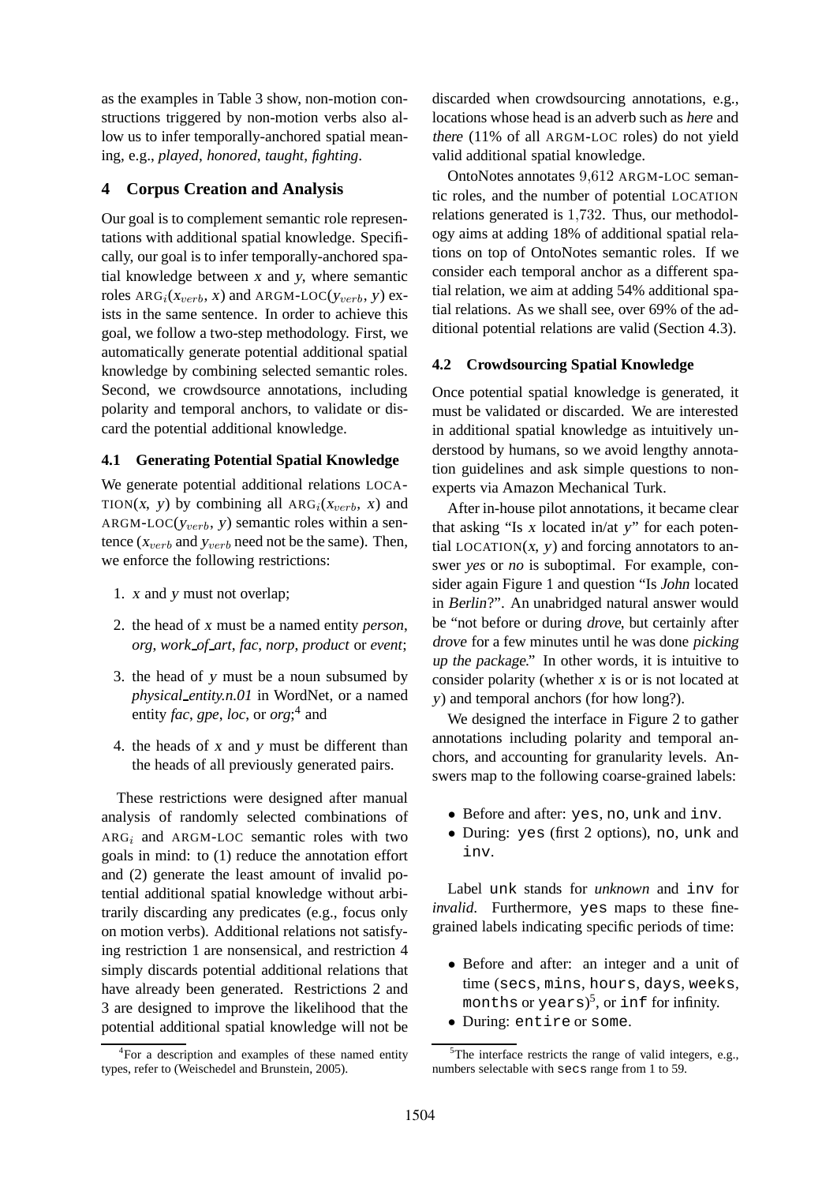as the examples in Table 3 show, non-motion constructions triggered by non-motion verbs also allow us to infer temporally-anchored spatial meaning, e.g., *played*, *honored*, *taught*, *fighting*.

## 4 Corpus Creation and Analysis

Our goal is to complement semantic role representations with additional spatial knowledge. Specifically, our goal is to infer temporally-anchored spatial knowledge between $x$ and $y$, where semantic roles $\text{ARG}_i(x_{verb}, x)$ and $\text{ARGM-LOC}(y_{verb}, y)$ exists in the same sentence. In order to achieve this goal, we follow a two-step methodology. First, we automatically generate potential additional spatial knowledge by combining selected semantic roles. Second, we crowdsource annotations, including polarity and temporal anchors, to validate or discard the potential additional knowledge.

### 4.1 Generating Potential Spatial Knowledge

We generate potential additional relations $\text{LOCATION}(x, y)$ by combining all $\text{ARG}_i(x_{verb}, x)$ and $\text{ARGM-LOC}(y_{verb}, y)$ semantic roles within a sentence ($x_{verb}$ and $y_{verb}$ need not be the same). Then, we enforce the following restrictions:

1. $x$ and $y$ must not overlap;
2. the head of $x$ must be a named entity *person*, *org*, *work_of_art*, *fac*, *norp*, *product* or *event*;
3. the head of $y$ must be a noun subsumed by *physical_entity.n.01* in WordNet, or a named entity *fac*, *gpe*, *loc*, or *org*;[4] and
4. the heads of $x$ and $y$ must be different than the heads of all previously generated pairs.

These restrictions were designed after manual analysis of randomly selected combinations of $\text{ARG}_i$ and ARGM-LOC semantic roles with two goals in mind: to (1) reduce the annotation effort and (2) generate the least amount of invalid potential additional spatial knowledge without arbitrarily discarding any predicates (e.g., focus only on motion verbs). Additional relations not satisfying restriction 1 are nonsensical, and restriction 4 simply discards potential additional relations that have already been generated. Restrictions 2 and 3 are designed to improve the likelihood that the potential additional spatial knowledge will not be discarded when crowdsourcing annotations, e.g., locations whose head is an adverb such as *here* and *there* (11% of all ARGM-LOC roles) do not yield valid additional spatial knowledge.

OntoNotes annotates 9,612 ARGM-LOC semantic roles, and the number of potential LOCATION relations generated is 1,732. Thus, our methodology aims at adding 18% of additional spatial relations on top of OntoNotes semantic roles. If we consider each temporal anchor as a different spatial relation, we aim at adding 54% additional spatial relations. As we shall see, over 69% of the additional potential relations are valid (Section 4.3).

### 4.2 Crowdsourcing Spatial Knowledge

Once potential spatial knowledge is generated, it must be validated or discarded. We are interested in additional spatial knowledge as intuitively understood by humans, so we avoid lengthy annotation guidelines and ask simple questions to non-experts via Amazon Mechanical Turk.

After in-house pilot annotations, it became clear that asking "Is $x$ located in/at $y$" for each potential $\text{LOCATION}(x, y)$ and forcing annotators to answer *yes* or *no* is suboptimal. For example, consider again Figure 1 and question "Is *John* located in *Berlin*?". An unabridged natural answer would be "not before or during *drove*, but certainly after *drove* for a few minutes until he was done *picking up the package*." In other words, it is intuitive to consider polarity (whether $x$ is or is not located at $y$) and temporal anchors (for how long?).

We designed the interface in Figure 2 to gather annotations including polarity and temporal anchors, and accounting for granularity levels. Answers map to the following coarse-grained labels:

- Before and after: `yes`, `no`, `unk` and `inv`.
- During: `yes` (first 2 options), `no`, `unk` and `inv`.

Label `unk` stands for *unknown* and `inv` for *invalid*. Furthermore, `yes` maps to these fine-grained labels indicating specific periods of time:

- Before and after: an integer and a unit of time (`secs`, `mins`, `hours`, `days`, `weeks`, `months` or `years`)[5], or `inf` for infinity.
- During: `entire` or `some`.

[4] For a description and examples of these named entity types, refer to (Weischedel and Brunstein, 2005).

[5] The interface restricts the range of valid integers, e.g., numbers selectable with `secs` range from 1 to 59.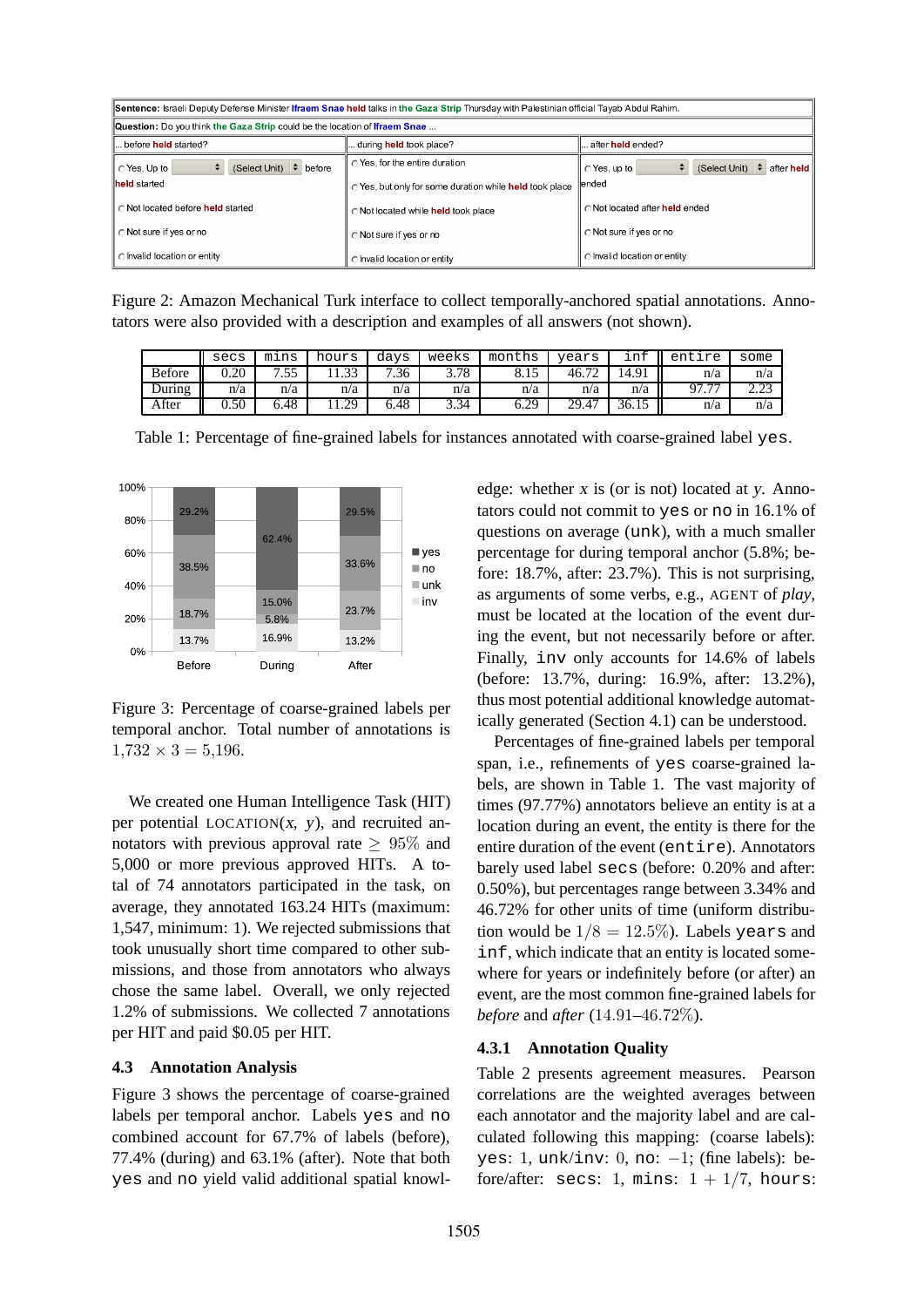| Sentence: Israeli Deputy Defense Minister Ifraem Snae held talks in the Gaza Strip Thursday with Palestinian official Tayab Abdul Rahim. | | |
|---|---|---|
| Question: Do you think the Gaza Strip could be the location of Ifraem Snae ... | | |
| ... before held started? | ... during held took place? | ... after held ended? |
| Yes, Up to (Select Unit) before held started | Yes, for the entire duration | Yes, up to (Select Unit) after held ended |
| Not located before held started | Yes, but only for some duration while held took place | Not located after held ended |
| Not sure if yes or no | Not located while held took place | Not sure if yes or no |
| Invalid location or entity | Not sure if yes or no | Invalid location or entity |
| | Invalid location or entity | |

Figure 2: Amazon Mechanical Turk interface to collect temporally-anchored spatial annotations. Annotators were also provided with a description and examples of all answers (not shown).

| | secs | mins | hours | days | weeks | months | years | inf | entire | some |
|---|---|---|---|---|---|---|---|---|---|---|
| Before | 0.20 | 7.55 | 11.33 | 7.36 | 3.78 | 8.15 | 46.72 | 14.91 | n/a | n/a |
| During | n/a | n/a | n/a | n/a | n/a | n/a | n/a | n/a | 97.77 | 2.23 |
| After | 0.50 | 6.48 | 11.29 | 6.48 | 3.34 | 6.29 | 29.47 | 36.15 | n/a | n/a |

Table 1: Percentage of fine-grained labels for instances annotated with coarse-grained label `yes`.

| | Before | During | After |
|---|---|---|---|
| yes | 29.2% | 62.4% | 29.5% |
| no | 38.5% | 15.0% | 33.6% |
| unk | 18.7% | 5.8% | 23.7% |
| inv | 13.7% | 16.9% | 13.2% |

Figure 3: Percentage of coarse-grained labels per temporal anchor. Total number of annotations is $1{,}732 \times 3 = 5{,}196$.

We created one Human Intelligence Task (HIT) per potential LOCATION(*x*, *y*), and recruited annotators with previous approval rate $\geq 95\%$ and 5,000 or more previous approved HITs. A total of 74 annotators participated in the task, on average, they annotated 163.24 HITs (maximum: 1,547, minimum: 1). We rejected submissions that took unusually short time compared to other submissions, and those from annotators who always chose the same label. Overall, we only rejected 1.2% of submissions. We collected 7 annotations per HIT and paid $0.05 per HIT.

### 4.3 Annotation Analysis

Figure 3 shows the percentage of coarse-grained labels per temporal anchor. Labels `yes` and `no` combined account for 67.7% of labels (before), 77.4% (during) and 63.1% (after). Note that both `yes` and `no` yield valid additional spatial knowledge: whether *x* is (or is not) located at *y*. Annotators could not commit to `yes` or `no` in 16.1% of questions on average (`unk`), with a much smaller percentage for during temporal anchor (5.8%; before: 18.7%, after: 23.7%). This is not surprising, as arguments of some verbs, e.g., AGENT of *play*, must be located at the location of the event during the event, but not necessarily before or after. Finally, `inv` only accounts for 14.6% of labels (before: 13.7%, during: 16.9%, after: 13.2%), thus most potential additional knowledge automatically generated (Section 4.1) can be understood.

Percentages of fine-grained labels per temporal span, i.e., refinements of `yes` coarse-grained labels, are shown in Table 1. The vast majority of times (97.77%) annotators believe an entity is at a location during an event, the entity is there for the entire duration of the event (`entire`). Annotators barely used label `secs` (before: 0.20% and after: 0.50%), but percentages range between 3.34% and 46.72% for other units of time (uniform distribution would be $1/8 = 12.5\%$). Labels `years` and `inf`, which indicate that an entity is located somewhere for years or indefinitely before (or after) an event, are the most common fine-grained labels for *before* and *after* ($14.91$–$46.72\%$).

#### 4.3.1 Annotation Quality

Table 2 presents agreement measures. Pearson correlations are the weighted averages between each annotator and the majority label and are calculated following this mapping: (coarse labels): `yes`: 1, `unk`/`inv`: 0, `no`: $-1$; (fine labels): before/after: `secs`: 1, `mins`: $1 + 1/7$, `hours`: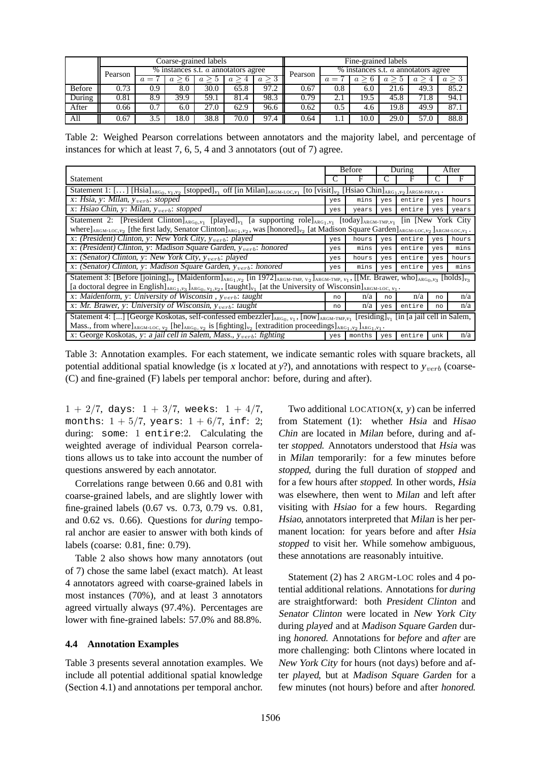| | Coarse-grained labels | | | | | | Fine-grained labels | | | | | |
|---|---|---|---|---|---|---|---|---|---|---|---|---|
| | Pearson | % instances s.t. $a$ annotators agree | | | | | Pearson | % instances s.t. $a$ annotators agree | | | | |
| | | $a = 7$ | $a \geq 6$ | $a \geq 5$ | $a \geq 4$ | $a \geq 3$ | | $a = 7$ | $a \geq 6$ | $a \geq 5$ | $a \geq 4$ | $a \geq 3$ |
| Before | 0.73 | 0.9 | 8.0 | 30.0 | 65.8 | 97.2 | 0.67 | 0.8 | 6.0 | 21.6 | 49.3 | 85.2 |
| During | 0.81 | 8.9 | 39.9 | 59.1 | 81.4 | 98.3 | 0.79 | 2.1 | 19.5 | 45.8 | 71.8 | 94.1 |
| After | 0.66 | 0.7 | 6.0 | 27.0 | 62.9 | 96.6 | 0.62 | 0.5 | 4.6 | 19.8 | 49.9 | 87.1 |
| All | 0.67 | 3.5 | 18.0 | 38.8 | 70.0 | 97.4 | 0.64 | 1.1 | 10.0 | 29.0 | 57.0 | 88.8 |

Table 2: Weighed Pearson correlations between annotators and the majority label, and percentage of instances for which at least 7, 6, 5, 4 and 3 annotators (out of 7) agree.

| Statement | Before | | During | | After | |
|---|---|---|---|---|---|---|
| | C | F | C | F | C | F |
| Statement 1: [...] [Hsia]$_{\text{ARG}_0, v_1, v_2}$ [stopped]$_{v_1}$ off [in Milan]$_{\text{ARGM-LOC}, v_1}$ [to [visit]$_{v_2}$ [Hsiao Chin]$_{\text{ARG}_1, v_2}$]$_{\text{ARGM-PRP}, v_1}$. | | | | | | |
| *x*: *Hsia*, *y*: *Milan*, $y_{verb}$: *stopped* | yes | mins | yes | entire | yes | hours |
| *x*: *Hsiao Chin*, *y*: *Milan*, $y_{verb}$: *stopped* | yes | years | yes | entire | yes | years |
| Statement 2: [President Clinton]$_{\text{ARG}_0, v_1}$ [played]$_{v_1}$ [a supporting role]$_{\text{ARG}_1, v_1}$ [today]$_{\text{ARGM-TMP}, v_1}$ [in [New York City where]$_{\text{ARGM-LOC}, v_2}$ [the first lady, Senator Clinton]$_{\text{ARG}_1, v_2}$, was [honored]$_{v_2}$ [at Madison Square Garden]$_{\text{ARGM-LOC}, v_2}$]$_{\text{ARGM-LOC}, v_1}$. | | | | | | |
| *x*: *(President) Clinton*, *y*: *New York City*, $y_{verb}$: *played* | yes | hours | yes | entire | yes | hours |
| *x*: *(President) Clinton*, *y*: *Madison Square Garden*, $y_{verb}$: *honored* | yes | mins | yes | entire | yes | mins |
| *x*: *(Senator) Clinton*, *y*: *New York City*, $y_{verb}$: *played* | yes | hours | yes | entire | yes | hours |
| *x*: *(Senator) Clinton*, *y*: *Madison Square Garden*, $y_{verb}$: *honored* | yes | mins | yes | entire | yes | mins |
| Statement 3: [Before [joining]$_{v_2}$ [Maidenform]$_{\text{ARG}_1, v_2}$ [in 1972]$_{\text{ARGM-TMP}, v_2}$]$_{\text{ARGM-TMP}, v_1}$, [[Mr. Brawer, who]$_{\text{ARG}_0, v_3}$ [holds]$_{v_3}$ [a doctoral degree in English]$_{\text{ARG}_1, v_3}$]$_{\text{ARG}_0, v_1, v_2}$, [taught]$_{v_1}$ [at the University of Wisconsin]$_{\text{ARGM-LOC}, v_1}$. | | | | | | |
| *x*: *Maidenform*, *y*: *University of Wisconsin*, $y_{verb}$: *taught* | no | n/a | no | n/a | no | n/a |
| *x*: *Mr. Brawer*, *y*: *University of Wisconsin*, $y_{verb}$: *taught* | no | n/a | yes | entire | no | n/a |
| Statement 4: [...] [George Koskotas, self-confessed embezzler]$_{\text{ARG}_0, v_1}$, [now]$_{\text{ARGM-TMP}, v_1}$ [residing]$_{v_1}$ [in [a jail cell in Salem, Mass., from where]$_{\text{ARGM-LOC}, v_2}$ [he]$_{\text{ARG}_0, v_2}$ is [fighting]$_{v_2}$ [extradition proceedings]$_{\text{ARG}_1, v_2}$]$_{\text{ARG}_1, v_1}$. | | | | | | |
| *x*: George Koskotas, *y*: *a jail cell in Salem, Mass.*, $y_{verb}$: *fighting* | yes | months | yes | entire | unk | n/a |

Table 3: Annotation examples. For each statement, we indicate semantic roles with square brackets, all potential additional spatial knowledge (is *x* located at *y*?), and annotations with respect to $y_{verb}$ (coarse- (C) and fine-grained (F) labels per temporal anchor: before, during and after).

$1 + 2/7$, days: $1 + 3/7$, weeks: $1 + 4/7$, months: $1 + 5/7$, years: $1 + 6/7$, inf: $2$; during: some: $1$ entire:$2$. Calculating the weighted average of individual Pearson correlations allows us to take into account the number of questions answered by each annotator.

Correlations range between 0.66 and 0.81 with coarse-grained labels, and are slightly lower with fine-grained labels (0.67 vs. 0.73, 0.79 vs. 0.81, and 0.62 vs. 0.66). Questions for *during* temporal anchor are easier to answer with both kinds of labels (coarse: 0.81, fine: 0.79).

Table 2 also shows how many annotators (out of 7) chose the same label (exact match). At least 4 annotators agreed with coarse-grained labels in most instances (70%), and at least 3 annotators agreed virtually always (97.4%). Percentages are lower with fine-grained labels: 57.0% and 88.8%.

### 4.4 Annotation Examples

Table 3 presents several annotation examples. We include all potential additional spatial knowledge (Section 4.1) and annotations per temporal anchor.

Two additional LOCATION(*x*, *y*) can be inferred from Statement (1): whether *Hsia* and *Hisao Chin* are located in *Milan* before, during and after *stopped*. Annotators understood that *Hsia* was in *Milan* temporarily: for a few minutes before *stopped*, during the full duration of *stopped* and for a few hours after *stopped*. In other words, *Hsia* was elsewhere, then went to *Milan* and left after visiting with *Hsiao* for a few hours. Regarding *Hsiao*, annotators interpreted that *Milan* is her permanent location: for years before and after *Hsia stopped* to visit her. While somehow ambiguous, these annotations are reasonably intuitive.

Statement (2) has 2 ARGM-LOC roles and 4 potential additional relations. Annotations for *during* are straightforward: both *President Clinton* and *Senator Clinton* were located in *New York City* during *played* and at *Madison Square Garden* during *honored*. Annotations for *before* and *after* are more challenging: both Clintons where located in *New York City* for hours (not days) before and after *played*, but at *Madison Square Garden* for a few minutes (not hours) before and after *honored*.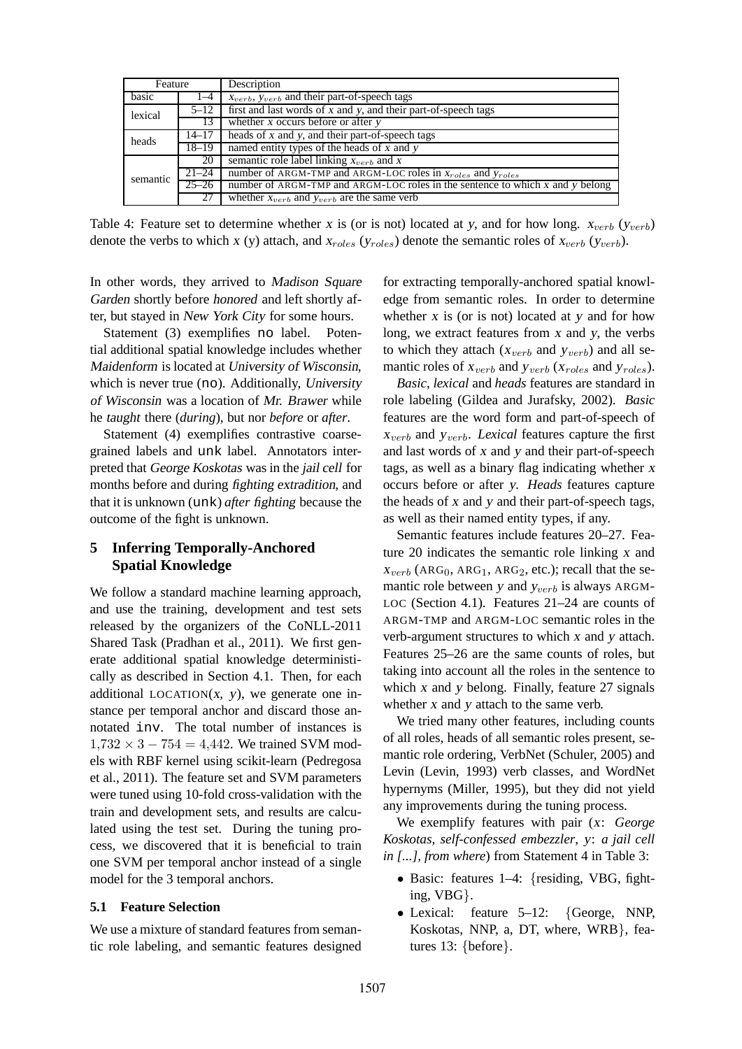| Feature | | Description |
|---|---|---|
| basic | 1–4 | $x_{verb}$, $y_{verb}$ and their part-of-speech tags |
| lexical | 5–12 | first and last words of *x* and *y*, and their part-of-speech tags |
| | 13 | whether *x* occurs before or after *y* |
| heads | 14–17 | heads of *x* and *y*, and their part-of-speech tags |
| | 18–19 | named entity types of the heads of *x* and *y* |
| semantic | 20 | semantic role label linking $x_{verb}$ and *x* |
| | 21–24 | number of ARGM-TMP and ARGM-LOC roles in $x_{roles}$ and $y_{roles}$ |
| | 25–26 | number of ARGM-TMP and ARGM-LOC roles in the sentence to which *x* and *y* belong |
| | 27 | whether $x_{verb}$ and $y_{verb}$ are the same verb |

Table 4: Feature set to determine whether *x* is (or is not) located at *y*, and for how long. $x_{verb}$ ($y_{verb}$) denote the verbs to which *x* (y) attach, and $x_{roles}$ ($y_{roles}$) denote the semantic roles of $x_{verb}$ ($y_{verb}$).

In other words, they arrived to *Madison Square Garden* shortly before *honored* and left shortly after, but stayed in *New York City* for some hours.

Statement (3) exemplifies no label. Potential additional spatial knowledge includes whether *Maidenform* is located at *University of Wisconsin*, which is never true (no). Additionally, *University of Wisconsin* was a location of *Mr. Brawer* while he *taught* there (*during*), but nor *before* or *after*.

Statement (4) exemplifies contrastive coarse-grained labels and unk label. Annotators interpreted that *George Koskotas* was in the *jail cell* for months before and during *fighting extradition*, and that it is unknown (unk) *after fighting* because the outcome of the fight is unknown.

## 5 Inferring Temporally-Anchored Spatial Knowledge

We follow a standard machine learning approach, and use the training, development and test sets released by the organizers of the CoNLL-2011 Shared Task (Pradhan et al., 2011). We first generate additional spatial knowledge deterministically as described in Section 4.1. Then, for each additional LOCATION(*x*, *y*), we generate one instance per temporal anchor and discard those annotated inv. The total number of instances is $1{,}732 \times 3 - 754 = 4{,}442$. We trained SVM models with RBF kernel using scikit-learn (Pedregosa et al., 2011). The feature set and SVM parameters were tuned using 10-fold cross-validation with the train and development sets, and results are calculated using the test set. During the tuning process, we discovered that it is beneficial to train one SVM per temporal anchor instead of a single model for the 3 temporal anchors.

### 5.1 Feature Selection

We use a mixture of standard features from semantic role labeling, and semantic features designed for extracting temporally-anchored spatial knowledge from semantic roles. In order to determine whether *x* is (or is not) located at *y* and for how long, we extract features from *x* and *y*, the verbs to which they attach ($x_{verb}$ and $y_{verb}$) and all semantic roles of $x_{verb}$ and $y_{verb}$ ($x_{roles}$ and $y_{roles}$).

*Basic*, *lexical* and *heads* features are standard in role labeling (Gildea and Jurafsky, 2002). *Basic* features are the word form and part-of-speech of $x_{verb}$ and $y_{verb}$. *Lexical* features capture the first and last words of *x* and *y* and their part-of-speech tags, as well as a binary flag indicating whether *x* occurs before or after *y*. *Heads* features capture the heads of *x* and *y* and their part-of-speech tags, as well as their named entity types, if any.

Semantic features include features 20–27. Feature 20 indicates the semantic role linking *x* and $x_{verb}$ ($ARG_0$, $ARG_1$, $ARG_2$, etc.); recall that the semantic role between *y* and $y_{verb}$ is always ARGM-LOC (Section 4.1). Features 21–24 are counts of ARGM-TMP and ARGM-LOC semantic roles in the verb-argument structures to which *x* and *y* attach. Features 25–26 are the same counts of roles, but taking into account all the roles in the sentence to which *x* and *y* belong. Finally, feature 27 signals whether *x* and *y* attach to the same verb.

We tried many other features, including counts of all roles, heads of all semantic roles present, semantic role ordering, VerbNet (Schuler, 2005) and Levin (Levin, 1993) verb classes, and WordNet hypernyms (Miller, 1995), but they did not yield any improvements during the tuning process.

We exemplify features with pair (*x*: *George Koskotas, self-confessed embezzler*, *y*: *a jail cell in [...], from where*) from Statement 4 in Table 3:

- Basic: features 1–4: {residing, VBG, fighting, VBG}.
- Lexical: feature 5–12: {George, NNP, Koskotas, NNP, a, DT, where, WRB}, features 13: {before}.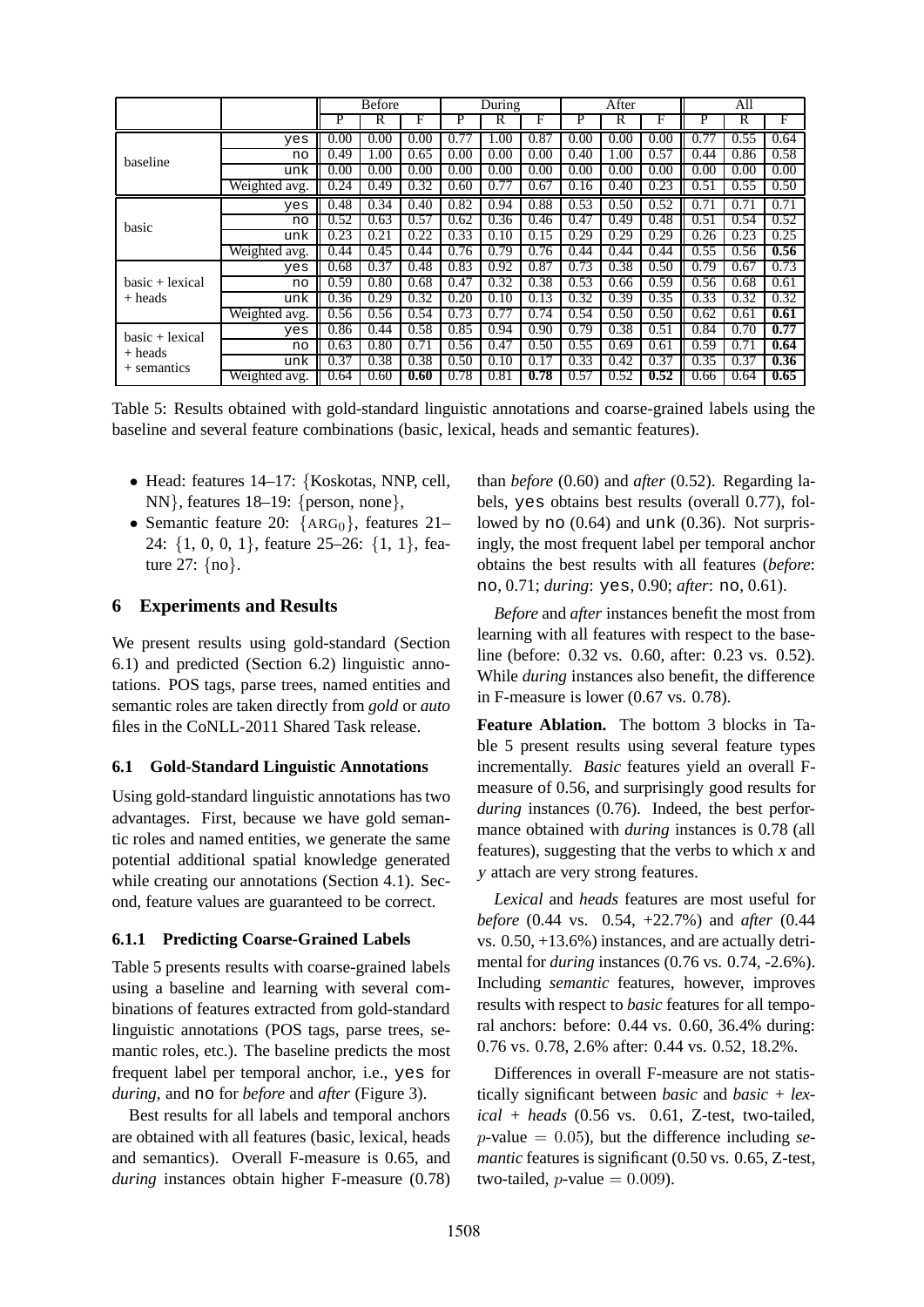|  |  | Before | | | During | | | After | | | All | | |
|---|---|---|---|---|---|---|---|---|---|---|---|---|---|
|  |  | P | R | F | P | R | F | P | R | F | P | R | F |
| baseline | yes | 0.00 | 0.00 | 0.00 | 0.77 | 1.00 | 0.87 | 0.00 | 0.00 | 0.00 | 0.77 | 0.55 | 0.64 |
|  | no | 0.49 | 1.00 | 0.65 | 0.00 | 0.00 | 0.00 | 0.40 | 1.00 | 0.57 | 0.44 | 0.86 | 0.58 |
|  | unk | 0.00 | 0.00 | 0.00 | 0.00 | 0.00 | 0.00 | 0.00 | 0.00 | 0.00 | 0.00 | 0.00 | 0.00 |
|  | Weighted avg. | 0.24 | 0.49 | 0.32 | 0.60 | 0.77 | 0.67 | 0.16 | 0.40 | 0.23 | 0.51 | 0.55 | 0.50 |
| basic | yes | 0.48 | 0.34 | 0.40 | 0.82 | 0.94 | 0.88 | 0.53 | 0.50 | 0.52 | 0.71 | 0.71 | 0.71 |
|  | no | 0.52 | 0.63 | 0.57 | 0.62 | 0.36 | 0.46 | 0.47 | 0.49 | 0.48 | 0.51 | 0.54 | 0.52 |
|  | unk | 0.23 | 0.21 | 0.22 | 0.33 | 0.10 | 0.15 | 0.29 | 0.29 | 0.29 | 0.26 | 0.23 | 0.25 |
|  | Weighted avg. | 0.44 | 0.45 | 0.44 | 0.76 | 0.79 | 0.76 | 0.44 | 0.44 | 0.44 | 0.55 | 0.56 | **0.56** |
| basic + lexical + heads | yes | 0.68 | 0.37 | 0.48 | 0.83 | 0.92 | 0.87 | 0.73 | 0.38 | 0.50 | 0.79 | 0.67 | 0.73 |
|  | no | 0.59 | 0.80 | 0.68 | 0.47 | 0.32 | 0.38 | 0.53 | 0.66 | 0.59 | 0.56 | 0.68 | 0.61 |
|  | unk | 0.36 | 0.29 | 0.32 | 0.20 | 0.10 | 0.13 | 0.32 | 0.39 | 0.35 | 0.33 | 0.32 | 0.32 |
|  | Weighted avg. | 0.56 | 0.56 | 0.54 | 0.73 | 0.77 | 0.74 | 0.54 | 0.50 | 0.50 | 0.62 | 0.61 | **0.61** |
| basic + lexical + heads + semantics | yes | 0.86 | 0.44 | 0.58 | 0.85 | 0.94 | 0.90 | 0.79 | 0.38 | 0.51 | 0.84 | 0.70 | **0.77** |
|  | no | 0.63 | 0.80 | 0.71 | 0.56 | 0.47 | 0.50 | 0.55 | 0.69 | 0.61 | 0.59 | 0.71 | **0.64** |
|  | unk | 0.37 | 0.38 | 0.38 | 0.50 | 0.10 | 0.17 | 0.33 | 0.42 | 0.37 | 0.35 | 0.37 | **0.36** |
|  | Weighted avg. | 0.64 | 0.60 | **0.60** | 0.78 | 0.81 | **0.78** | 0.57 | 0.52 | **0.52** | 0.66 | 0.64 | **0.65** |

Table 5: Results obtained with gold-standard linguistic annotations and coarse-grained labels using the baseline and several feature combinations (basic, lexical, heads and semantic features).

- Head: features 14–17: {Koskotas, NNP, cell, NN}, features 18–19: {person, none},
- Semantic feature 20: {$\text{ARG}_0$}, features 21–24: {1, 0, 0, 1}, feature 25–26: {1, 1}, feature 27: {no}.

## 6 Experiments and Results

We present results using gold-standard (Section 6.1) and predicted (Section 6.2) linguistic annotations. POS tags, parse trees, named entities and semantic roles are taken directly from *gold* or *auto* files in the CoNLL-2011 Shared Task release.

### 6.1 Gold-Standard Linguistic Annotations

Using gold-standard linguistic annotations has two advantages. First, because we have gold semantic roles and named entities, we generate the same potential additional spatial knowledge generated while creating our annotations (Section 4.1). Second, feature values are guaranteed to be correct.

#### 6.1.1 Predicting Coarse-Grained Labels

Table 5 presents results with coarse-grained labels using a baseline and learning with several combinations of features extracted from gold-standard linguistic annotations (POS tags, parse trees, semantic roles, etc.). The baseline predicts the most frequent label per temporal anchor, i.e., yes for *during*, and no for *before* and *after* (Figure 3).

Best results for all labels and temporal anchors are obtained with all features (basic, lexical, heads and semantics). Overall F-measure is 0.65, and *during* instances obtain higher F-measure (0.78) than *before* (0.60) and *after* (0.52). Regarding labels, yes obtains best results (overall 0.77), followed by no (0.64) and unk (0.36). Not surprisingly, the most frequent label per temporal anchor obtains the best results with all features (*before*: no, 0.71; *during*: yes, 0.90; *after*: no, 0.61).

*Before* and *after* instances benefit the most from learning with all features with respect to the baseline (before: 0.32 vs. 0.60, after: 0.23 vs. 0.52). While *during* instances also benefit, the difference in F-measure is lower (0.67 vs. 0.78).

**Feature Ablation.** The bottom 3 blocks in Table 5 present results using several feature types incrementally. *Basic* features yield an overall F-measure of 0.56, and surprisingly good results for *during* instances (0.76). Indeed, the best performance obtained with *during* instances is 0.78 (all features), suggesting that the verbs to which *x* and *y* attach are very strong features.

*Lexical* and *heads* features are most useful for *before* (0.44 vs. 0.54, +22.7%) and *after* (0.44 vs. 0.50, +13.6%) instances, and are actually detrimental for *during* instances (0.76 vs. 0.74, -2.6%). Including *semantic* features, however, improves results with respect to *basic* features for all temporal anchors: before: 0.44 vs. 0.60, 36.4% during: 0.76 vs. 0.78, 2.6% after: 0.44 vs. 0.52, 18.2%.

Differences in overall F-measure are not statistically significant between *basic* and *basic + lexical + heads* (0.56 vs. 0.61, Z-test, two-tailed, $p$-value $= 0.05$), but the difference including *semantic* features is significant (0.50 vs. 0.65, Z-test, two-tailed, $p$-value $= 0.009$).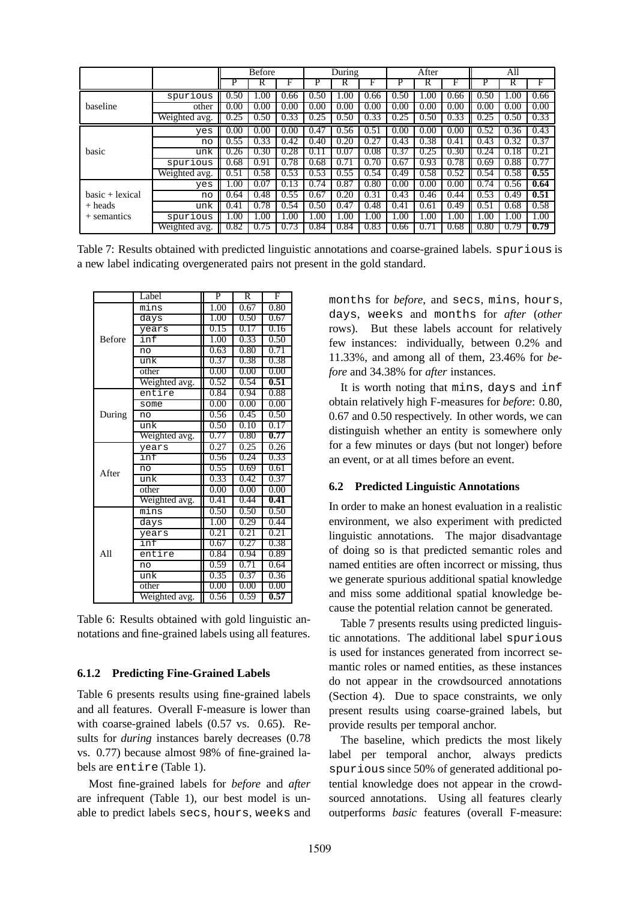|  |  | Before |  |  | During |  |  | After |  |  | All |  |  |
|---|---|---|---|---|---|---|---|---|---|---|---|---|---|
|  |  | P | R | F | P | R | F | P | R | F | P | R | F |
| baseline | spurious | 0.50 | 1.00 | 0.66 | 0.50 | 1.00 | 0.66 | 0.50 | 1.00 | 0.66 | 0.50 | 1.00 | 0.66 |
|  | other | 0.00 | 0.00 | 0.00 | 0.00 | 0.00 | 0.00 | 0.00 | 0.00 | 0.00 | 0.00 | 0.00 | 0.00 |
|  | Weighted avg. | 0.25 | 0.50 | 0.33 | 0.25 | 0.50 | 0.33 | 0.25 | 0.50 | 0.33 | 0.25 | 0.50 | 0.33 |
| basic | yes | 0.00 | 0.00 | 0.00 | 0.47 | 0.56 | 0.51 | 0.00 | 0.00 | 0.00 | 0.52 | 0.36 | 0.43 |
|  | no | 0.55 | 0.33 | 0.42 | 0.40 | 0.20 | 0.27 | 0.43 | 0.38 | 0.41 | 0.43 | 0.32 | 0.37 |
|  | unk | 0.26 | 0.30 | 0.28 | 0.11 | 0.07 | 0.08 | 0.37 | 0.25 | 0.30 | 0.24 | 0.18 | 0.21 |
|  | spurious | 0.68 | 0.91 | 0.78 | 0.68 | 0.71 | 0.70 | 0.67 | 0.93 | 0.78 | 0.69 | 0.88 | 0.77 |
|  | Weighted avg. | 0.51 | 0.58 | 0.53 | 0.53 | 0.55 | 0.54 | 0.49 | 0.58 | 0.52 | 0.54 | 0.58 | **0.55** |
| basic + lexical + heads + semantics | yes | 1.00 | 0.07 | 0.13 | 0.74 | 0.87 | 0.80 | 0.00 | 0.00 | 0.00 | 0.74 | 0.56 | **0.64** |
|  | no | 0.64 | 0.48 | 0.55 | 0.67 | 0.20 | 0.31 | 0.43 | 0.46 | 0.44 | 0.53 | 0.49 | **0.51** |
|  | unk | 0.41 | 0.78 | 0.54 | 0.50 | 0.47 | 0.48 | 0.41 | 0.61 | 0.49 | 0.51 | 0.68 | 0.58 |
|  | spurious | 1.00 | 1.00 | 1.00 | 1.00 | 1.00 | 1.00 | 1.00 | 1.00 | 1.00 | 1.00 | 1.00 | 1.00 |
|  | Weighted avg. | 0.82 | 0.75 | 0.73 | 0.84 | 0.84 | 0.83 | 0.66 | 0.71 | 0.68 | 0.80 | 0.79 | **0.79** |

Table 7: Results obtained with predicted linguistic annotations and coarse-grained labels. spurious is a new label indicating overgenerated pairs not present in the gold standard.

|  | Label | P | R | F |
|---|---|---|---|---|
| Before | mins | 1.00 | 0.67 | 0.80 |
|  | days | 1.00 | 0.50 | 0.67 |
|  | years | 0.15 | 0.17 | 0.16 |
|  | inf | 1.00 | 0.33 | 0.50 |
|  | no | 0.63 | 0.80 | 0.71 |
|  | unk | 0.37 | 0.38 | 0.38 |
|  | other | 0.00 | 0.00 | 0.00 |
|  | Weighted avg. | 0.52 | 0.54 | **0.51** |
| During | entire | 0.84 | 0.94 | 0.88 |
|  | some | 0.00 | 0.00 | 0.00 |
|  | no | 0.56 | 0.45 | 0.50 |
|  | unk | 0.50 | 0.10 | 0.17 |
|  | Weighted avg. | 0.77 | 0.80 | **0.77** |
| After | years | 0.27 | 0.25 | 0.26 |
|  | inf | 0.56 | 0.24 | 0.33 |
|  | no | 0.55 | 0.69 | 0.61 |
|  | unk | 0.33 | 0.42 | 0.37 |
|  | other | 0.00 | 0.00 | 0.00 |
|  | Weighted avg. | 0.41 | 0.44 | **0.41** |
| All | mins | 0.50 | 0.50 | 0.50 |
|  | days | 1.00 | 0.29 | 0.44 |
|  | years | 0.21 | 0.21 | 0.21 |
|  | inf | 0.67 | 0.27 | 0.38 |
|  | entire | 0.84 | 0.94 | 0.89 |
|  | no | 0.59 | 0.71 | 0.64 |
|  | unk | 0.35 | 0.37 | 0.36 |
|  | other | 0.00 | 0.00 | 0.00 |
|  | Weighted avg. | 0.56 | 0.59 | **0.57** |

Table 6: Results obtained with gold linguistic annotations and fine-grained labels using all features.

#### 6.1.2 Predicting Fine-Grained Labels

Table 6 presents results using fine-grained labels and all features. Overall F-measure is lower than with coarse-grained labels (0.57 vs. 0.65). Results for *during* instances barely decreases (0.78 vs. 0.77) because almost 98% of fine-grained labels are entire (Table 1).

Most fine-grained labels for *before* and *after* are infrequent (Table 1), our best model is unable to predict labels secs, hours, weeks and months for *before*, and secs, mins, hours, days, weeks and months for *after* (*other* rows). But these labels account for relatively few instances: individually, between 0.2% and 11.33%, and among all of them, 23.46% for *before* and 34.38% for *after* instances.

It is worth noting that mins, days and inf obtain relatively high F-measures for *before*: 0.80, 0.67 and 0.50 respectively. In other words, we can distinguish whether an entity is somewhere only for a few minutes or days (but not longer) before an event, or at all times before an event.

### 6.2 Predicted Linguistic Annotations

In order to make an honest evaluation in a realistic environment, we also experiment with predicted linguistic annotations. The major disadvantage of doing so is that predicted semantic roles and named entities are often incorrect or missing, thus we generate spurious additional spatial knowledge and miss some additional spatial knowledge because the potential relation cannot be generated.

Table 7 presents results using predicted linguistic annotations. The additional label spurious is used for instances generated from incorrect semantic roles or named entities, as these instances do not appear in the crowdsourced annotations (Section 4). Due to space constraints, we only present results using coarse-grained labels, but provide results per temporal anchor.

The baseline, which predicts the most likely label per temporal anchor, always predicts spurious since 50% of generated additional potential knowledge does not appear in the crowdsourced annotations. Using all features clearly outperforms *basic* features (overall F-measure: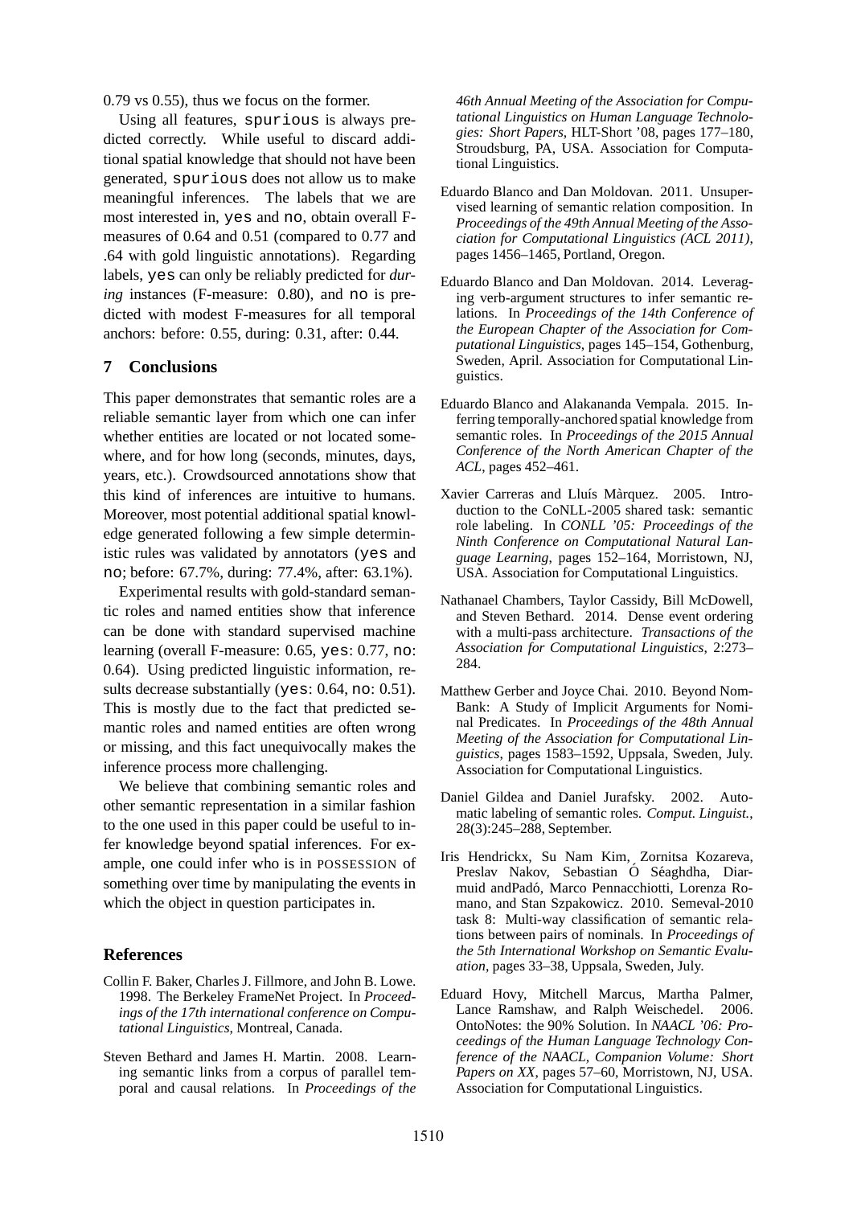0.79 vs 0.55), thus we focus on the former.

Using all features, spurious is always predicted correctly. While useful to discard additional spatial knowledge that should not have been generated, spurious does not allow us to make meaningful inferences. The labels that we are most interested in, yes and no, obtain overall F-measures of 0.64 and 0.51 (compared to 0.77 and .64 with gold linguistic annotations). Regarding labels, yes can only be reliably predicted for *during* instances (F-measure: 0.80), and no is predicted with modest F-measures for all temporal anchors: before: 0.55, during: 0.31, after: 0.44.

## 7 Conclusions

This paper demonstrates that semantic roles are a reliable semantic layer from which one can infer whether entities are located or not located somewhere, and for how long (seconds, minutes, days, years, etc.). Crowdsourced annotations show that this kind of inferences are intuitive to humans. Moreover, most potential additional spatial knowledge generated following a few simple deterministic rules was validated by annotators (yes and no; before: 67.7%, during: 77.4%, after: 63.1%).

Experimental results with gold-standard semantic roles and named entities show that inference can be done with standard supervised machine learning (overall F-measure: 0.65, yes: 0.77, no: 0.64). Using predicted linguistic information, results decrease substantially (yes: 0.64, no: 0.51). This is mostly due to the fact that predicted semantic roles and named entities are often wrong or missing, and this fact unequivocally makes the inference process more challenging.

We believe that combining semantic roles and other semantic representation in a similar fashion to the one used in this paper could be useful to infer knowledge beyond spatial inferences. For example, one could infer who is in POSSESSION of something over time by manipulating the events in which the object in question participates in.

## References

Collin F. Baker, Charles J. Fillmore, and John B. Lowe. 1998. The Berkeley FrameNet Project. In *Proceedings of the 17th international conference on Computational Linguistics*, Montreal, Canada.

Steven Bethard and James H. Martin. 2008. Learning semantic links from a corpus of parallel temporal and causal relations. In *Proceedings of the 46th Annual Meeting of the Association for Computational Linguistics on Human Language Technologies: Short Papers*, HLT-Short '08, pages 177–180, Stroudsburg, PA, USA. Association for Computational Linguistics.

Eduardo Blanco and Dan Moldovan. 2011. Unsupervised learning of semantic relation composition. In *Proceedings of the 49th Annual Meeting of the Association for Computational Linguistics (ACL 2011)*, pages 1456–1465, Portland, Oregon.

Eduardo Blanco and Dan Moldovan. 2014. Leveraging verb-argument structures to infer semantic relations. In *Proceedings of the 14th Conference of the European Chapter of the Association for Computational Linguistics*, pages 145–154, Gothenburg, Sweden, April. Association for Computational Linguistics.

Eduardo Blanco and Alakananda Vempala. 2015. Inferring temporally-anchored spatial knowledge from semantic roles. In *Proceedings of the 2015 Annual Conference of the North American Chapter of the ACL*, pages 452–461.

Xavier Carreras and Lluís Màrquez. 2005. Introduction to the CoNLL-2005 shared task: semantic role labeling. In *CONLL '05: Proceedings of the Ninth Conference on Computational Natural Language Learning*, pages 152–164, Morristown, NJ, USA. Association for Computational Linguistics.

Nathanael Chambers, Taylor Cassidy, Bill McDowell, and Steven Bethard. 2014. Dense event ordering with a multi-pass architecture. *Transactions of the Association for Computational Linguistics*, 2:273–284.

Matthew Gerber and Joyce Chai. 2010. Beyond NomBank: A Study of Implicit Arguments for Nominal Predicates. In *Proceedings of the 48th Annual Meeting of the Association for Computational Linguistics*, pages 1583–1592, Uppsala, Sweden, July. Association for Computational Linguistics.

Daniel Gildea and Daniel Jurafsky. 2002. Automatic labeling of semantic roles. *Comput. Linguist.*, 28(3):245–288, September.

Iris Hendrickx, Su Nam Kim, Zornitsa Kozareva, Preslav Nakov, Sebastian Ó Séaghdha, Diarmuid andPadó, Marco Pennacchiotti, Lorenza Romano, and Stan Szpakowicz. 2010. Semeval-2010 task 8: Multi-way classification of semantic relations between pairs of nominals. In *Proceedings of the 5th International Workshop on Semantic Evaluation*, pages 33–38, Uppsala, Sweden, July.

Eduard Hovy, Mitchell Marcus, Martha Palmer, Lance Ramshaw, and Ralph Weischedel. 2006. OntoNotes: the 90% Solution. In *NAACL '06: Proceedings of the Human Language Technology Conference of the NAACL, Companion Volume: Short Papers on XX*, pages 57–60, Morristown, NJ, USA. Association for Computational Linguistics.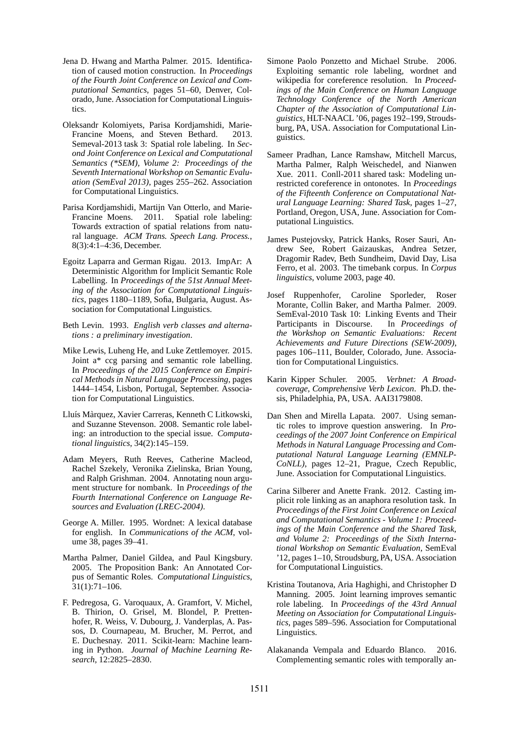Jena D. Hwang and Martha Palmer. 2015. Identification of caused motion construction. In *Proceedings of the Fourth Joint Conference on Lexical and Computational Semantics*, pages 51–60, Denver, Colorado, June. Association for Computational Linguistics.

Oleksandr Kolomiyets, Parisa Kordjamshidi, Marie-Francine Moens, and Steven Bethard. 2013. Semeval-2013 task 3: Spatial role labeling. In *Second Joint Conference on Lexical and Computational Semantics (*SEM), Volume 2: Proceedings of the Seventh International Workshop on Semantic Evaluation (SemEval 2013)*, pages 255–262. Association for Computational Linguistics.

Parisa Kordjamshidi, Martijn Van Otterlo, and Marie-Francine Moens. 2011. Spatial role labeling: Towards extraction of spatial relations from natural language. *ACM Trans. Speech Lang. Process.*, 8(3):4:1–4:36, December.

Egoitz Laparra and German Rigau. 2013. ImpAr: A Deterministic Algorithm for Implicit Semantic Role Labelling. In *Proceedings of the 51st Annual Meeting of the Association for Computational Linguistics*, pages 1180–1189, Sofia, Bulgaria, August. Association for Computational Linguistics.

Beth Levin. 1993. *English verb classes and alternations : a preliminary investigation*.

Mike Lewis, Luheng He, and Luke Zettlemoyer. 2015. Joint a* ccg parsing and semantic role labelling. In *Proceedings of the 2015 Conference on Empirical Methods in Natural Language Processing*, pages 1444–1454, Lisbon, Portugal, September. Association for Computational Linguistics.

Lluís Màrquez, Xavier Carreras, Kenneth C Litkowski, and Suzanne Stevenson. 2008. Semantic role labeling: an introduction to the special issue. *Computational linguistics*, 34(2):145–159.

Adam Meyers, Ruth Reeves, Catherine Macleod, Rachel Szekely, Veronika Zielinska, Brian Young, and Ralph Grishman. 2004. Annotating noun argument structure for nombank. In *Proceedings of the Fourth International Conference on Language Resources and Evaluation (LREC-2004)*.

George A. Miller. 1995. Wordnet: A lexical database for english. In *Communications of the ACM*, volume 38, pages 39–41.

Martha Palmer, Daniel Gildea, and Paul Kingsbury. 2005. The Proposition Bank: An Annotated Corpus of Semantic Roles. *Computational Linguistics*, 31(1):71–106.

F. Pedregosa, G. Varoquaux, A. Gramfort, V. Michel, B. Thirion, O. Grisel, M. Blondel, P. Prettenhofer, R. Weiss, V. Dubourg, J. Vanderplas, A. Passos, D. Cournapeau, M. Brucher, M. Perrot, and E. Duchesnay. 2011. Scikit-learn: Machine learning in Python. *Journal of Machine Learning Research*, 12:2825–2830.

Simone Paolo Ponzetto and Michael Strube. 2006. Exploiting semantic role labeling, wordnet and wikipedia for coreference resolution. In *Proceedings of the Main Conference on Human Language Technology Conference of the North American Chapter of the Association of Computational Linguistics*, HLT-NAACL '06, pages 192–199, Stroudsburg, PA, USA. Association for Computational Linguistics.

Sameer Pradhan, Lance Ramshaw, Mitchell Marcus, Martha Palmer, Ralph Weischedel, and Nianwen Xue. 2011. Conll-2011 shared task: Modeling unrestricted coreference in ontonotes. In *Proceedings of the Fifteenth Conference on Computational Natural Language Learning: Shared Task*, pages 1–27, Portland, Oregon, USA, June. Association for Computational Linguistics.

James Pustejovsky, Patrick Hanks, Roser Sauri, Andrew See, Robert Gaizauskas, Andrea Setzer, Dragomir Radev, Beth Sundheim, David Day, Lisa Ferro, et al. 2003. The timebank corpus. In *Corpus linguistics*, volume 2003, page 40.

Josef Ruppenhofer, Caroline Sporleder, Roser Morante, Collin Baker, and Martha Palmer. 2009. SemEval-2010 Task 10: Linking Events and Their Participants in Discourse. In *Proceedings of the Workshop on Semantic Evaluations: Recent Achievements and Future Directions (SEW-2009)*, pages 106–111, Boulder, Colorado, June. Association for Computational Linguistics.

Karin Kipper Schuler. 2005. *Verbnet: A Broad-coverage, Comprehensive Verb Lexicon*. Ph.D. thesis, Philadelphia, PA, USA. AAI3179808.

Dan Shen and Mirella Lapata. 2007. Using semantic roles to improve question answering. In *Proceedings of the 2007 Joint Conference on Empirical Methods in Natural Language Processing and Computational Natural Language Learning (EMNLP-CoNLL)*, pages 12–21, Prague, Czech Republic, June. Association for Computational Linguistics.

Carina Silberer and Anette Frank. 2012. Casting implicit role linking as an anaphora resolution task. In *Proceedings of the First Joint Conference on Lexical and Computational Semantics - Volume 1: Proceedings of the Main Conference and the Shared Task, and Volume 2: Proceedings of the Sixth International Workshop on Semantic Evaluation*, SemEval '12, pages 1–10, Stroudsburg, PA, USA. Association for Computational Linguistics.

Kristina Toutanova, Aria Haghighi, and Christopher D Manning. 2005. Joint learning improves semantic role labeling. In *Proceedings of the 43rd Annual Meeting on Association for Computational Linguistics*, pages 589–596. Association for Computational Linguistics.

Alakananda Vempala and Eduardo Blanco. 2016. Complementing semantic roles with temporally an-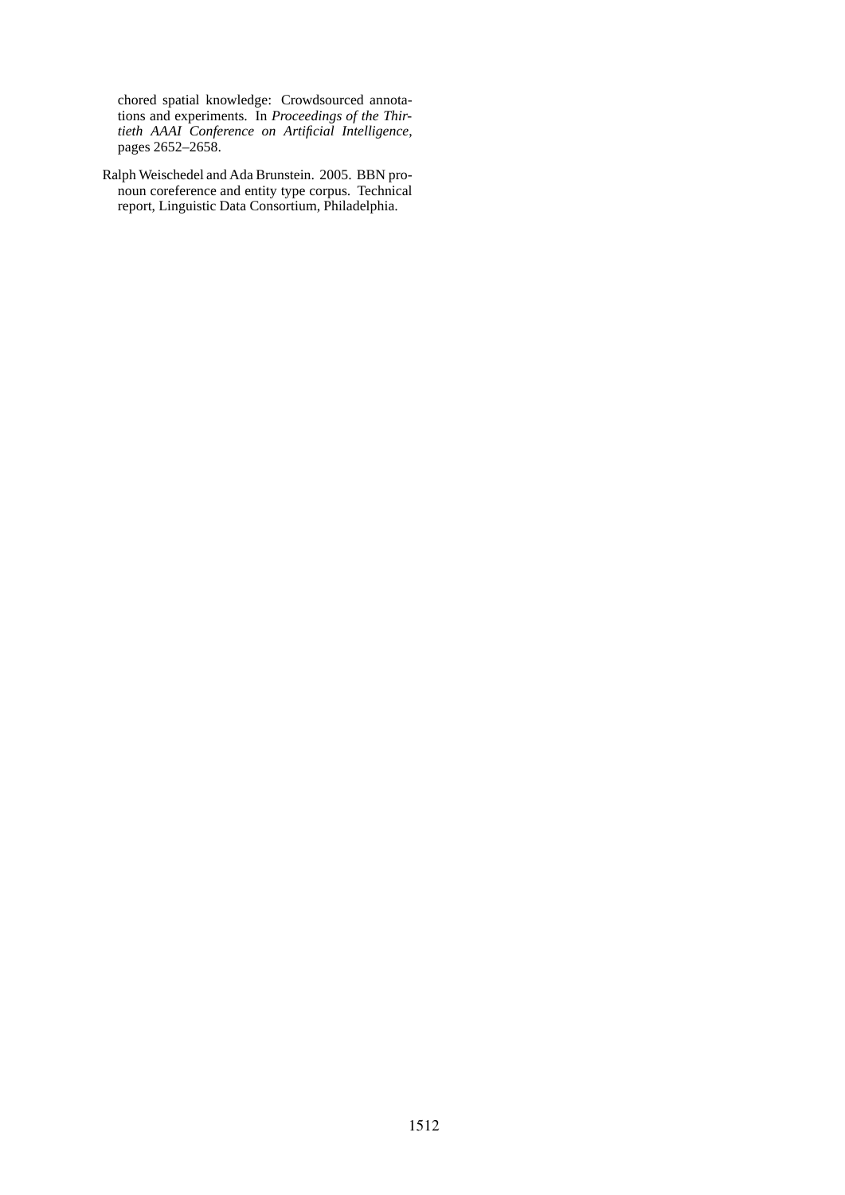chored spatial knowledge: Crowdsourced annotations and experiments. In *Proceedings of the Thirtieth AAAI Conference on Artificial Intelligence*, pages 2652–2658.

Ralph Weischedel and Ada Brunstein. 2005. BBN pronoun coreference and entity type corpus. Technical report, Linguistic Data Consortium, Philadelphia.